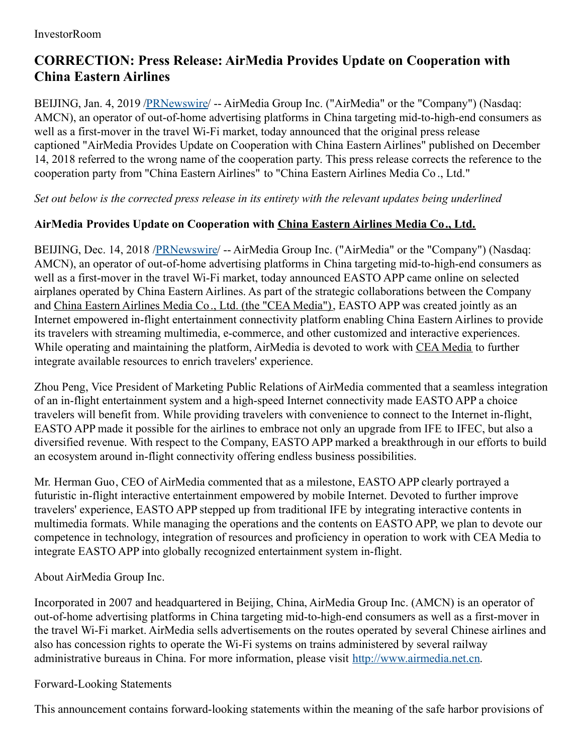InvestorRoom

# CORRECTION: Press Release: AirMedia Provides Update on Cooperation with China Eastern Airlines

BEIJING, Jan. 4, 2019 /[PRNewswire](http://www.prnewswire.com/)/ -- AirMedia Group Inc. ("AirMedia" or the "Company") (Nasdaq: AMCN), an operator of out-of-home advertising platforms in China targeting mid-to-high-end consumers as well as a first-mover in the travel Wi-Fi market, today announced that the original press release captioned "AirMedia Provides Update on Cooperation with China Eastern Airlines" published on December 14, 2018 referred to the wrong name of the cooperation party. This press release corrects the reference to the cooperation party from "China Eastern Airlines" to "China Eastern Airlines Media Co., Ltd."

*Set out below is the corrected press release in its entirety with the relevant updates being underlined*

**AirMedia Provides Update on Cooperation with <u>China Eastern Airlines Media Co., Ltd.</u>**

BEIJING, Dec. 14, 2018 /[PRNewswire](http://www.prnewswire.com/)/ -- AirMedia Group Inc. ("AirMedia" or the "Company") (Nasdaq: AMCN), an operator of out-of-home advertising platforms in China targeting mid-to-high-end consumers as well as a first-mover in the travel Wi-Fi market, today announced EASTO APP came online on selected airplanes operated by China Eastern Airlines. As part of the strategic collaborations between the Company and <u>China Eastern Airlines Media Co., Ltd. (the "CEA Media")</u>, EASTO APP was created jointly as an Internet empowered in-flight entertainment connectivity platform enabling China Eastern Airlines to provide its travelers with streaming multimedia, e-commerce, and other customized and interactive experiences. While operating and maintaining the platform, AirMedia is devoted to work with <u>CEA Media</u> to further integrate available resources to enrich travelers' experience.

Zhou Peng, Vice President of Marketing Public Relations of AirMedia commented that a seamless integration of an in-flight entertainment system and a high-speed Internet connectivity made EASTO APP a choice travelers will benefit from. While providing travelers with convenience to connect to the Internet in-flight, EASTO APP made it possible for the airlines to embrace not only an upgrade from IFE to IFEC, but also a diversified revenue. With respect to the Company, EASTO APP marked a breakthrough in our efforts to build an ecosystem around in-flight connectivity offering endless business possibilities.

Mr. Herman Guo, CEO of AirMedia commented that as a milestone, EASTO APP clearly portrayed a futuristic in-flight interactive entertainment empowered by mobile Internet. Devoted to further improve travelers' experience, EASTO APP stepped up from traditional IFE by integrating interactive contents in multimedia formats. While managing the operations and the contents on EASTO APP, we plan to devote our competence in technology, integration of resources and proficiency in operation to work with CEA Media to integrate EASTO APP into globally recognized entertainment system in-flight.

About AirMedia Group Inc.

Incorporated in 2007 and headquartered in Beijing, China, AirMedia Group Inc. (AMCN) is an operator of out-of-home advertising platforms in China targeting mid-to-high-end consumers as well as a first-mover in the travel Wi-Fi market. AirMedia sells advertisements on the routes operated by several Chinese airlines and also has concession rights to operate the Wi-Fi systems on trains administered by several railway administrative bureaus in China. For more information, please visit [http://www.airmedia.net.cn](http://www.airmedia.net.cn).

Forward-Looking Statements

This announcement contains forward-looking statements within the meaning of the safe harbor provisions of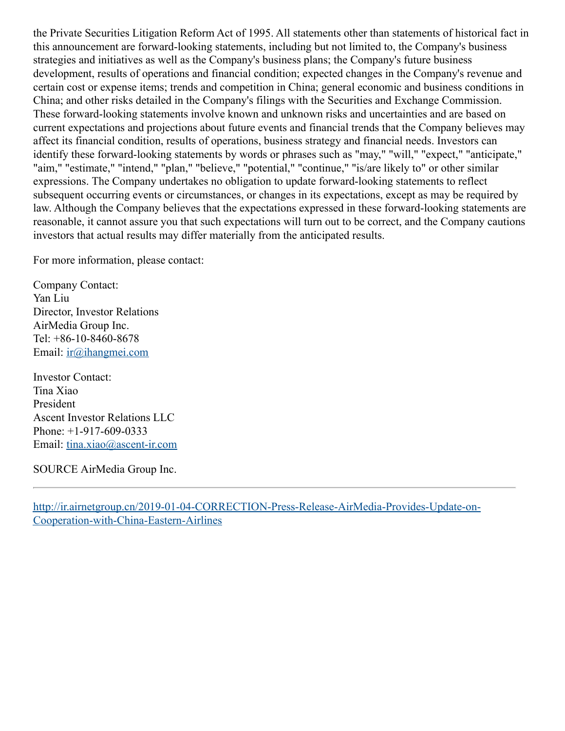the Private Securities Litigation Reform Act of 1995. All statements other than statements of historical fact in this announcement are forward-looking statements, including but not limited to, the Company's business strategies and initiatives as well as the Company's business plans; the Company's future business development, results of operations and financial condition; expected changes in the Company's revenue and certain cost or expense items; trends and competition in China; general economic and business conditions in China; and other risks detailed in the Company's filings with the Securities and Exchange Commission. These forward-looking statements involve known and unknown risks and uncertainties and are based on current expectations and projections about future events and financial trends that the Company believes may affect its financial condition, results of operations, business strategy and financial needs. Investors can identify these forward-looking statements by words or phrases such as "may," "will," "expect," "anticipate," "aim," "estimate," "intend," "plan," "believe," "potential," "continue," "is/are likely to" or other similar expressions. The Company undertakes no obligation to update forward-looking statements to reflect subsequent occurring events or circumstances, or changes in its expectations, except as may be required by law. Although the Company believes that the expectations expressed in these forward-looking statements are reasonable, it cannot assure you that such expectations will turn out to be correct, and the Company cautions investors that actual results may differ materially from the anticipated results.

For more information, please contact:

Company Contact:
Yan Liu
Director, Investor Relations
AirMedia Group Inc.
Tel: +86-10-8460-8678
Email: ir@ihangmei.com

Investor Contact:
Tina Xiao
President
Ascent Investor Relations LLC
Phone: +1-917-609-0333
Email: tina.xiao@ascent-ir.com

SOURCE AirMedia Group Inc.

---

http://ir.airnetgroup.cn/2019-01-04-CORRECTION-Press-Release-AirMedia-Provides-Update-on-Cooperation-with-China-Eastern-Airlines